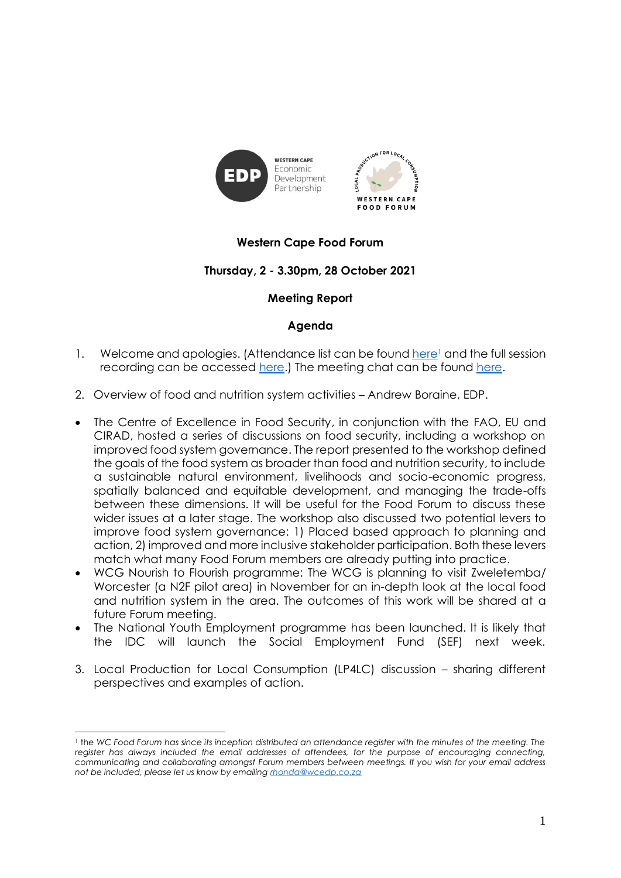# Western Cape Food Forum

## Thursday, 2 - 3.30pm, 28 October 2021

## Meeting Report

## Agenda

1. Welcome and apologies. (Attendance list can be found here[1] and the full session recording can be accessed here.) The meeting chat can be found here.

2. Overview of food and nutrition system activities – Andrew Boraine, EDP.

- The Centre of Excellence in Food Security, in conjunction with the FAO, EU and CIRAD, hosted a series of discussions on food security, including a workshop on improved food system governance. The report presented to the workshop defined the goals of the food system as broader than food and nutrition security, to include a sustainable natural environment, livelihoods and socio-economic progress, spatially balanced and equitable development, and managing the trade-offs between these dimensions. It will be useful for the Food Forum to discuss these wider issues at a later stage. The workshop also discussed two potential levers to improve food system governance: 1) Placed based approach to planning and action, 2) improved and more inclusive stakeholder participation. Both these levers match what many Food Forum members are already putting into practice.
- WCG Nourish to Flourish programme: The WCG is planning to visit Zweletemba/ Worcester (a N2F pilot area) in November for an in-depth look at the local food and nutrition system in the area. The outcomes of this work will be shared at a future Forum meeting.
- The National Youth Employment programme has been launched. It is likely that the IDC will launch the Social Employment Fund (SEF) next week.

3. Local Production for Local Consumption (LP4LC) discussion – sharing different perspectives and examples of action.

---

[1] *the WC Food Forum has since its inception distributed an attendance register with the minutes of the meeting. The register has always included the email addresses of attendees, for the purpose of encouraging connecting, communicating and collaborating amongst Forum members between meetings. If you wish for your email address not be included, please let us know by emailing rhonda@wcedp.co.za*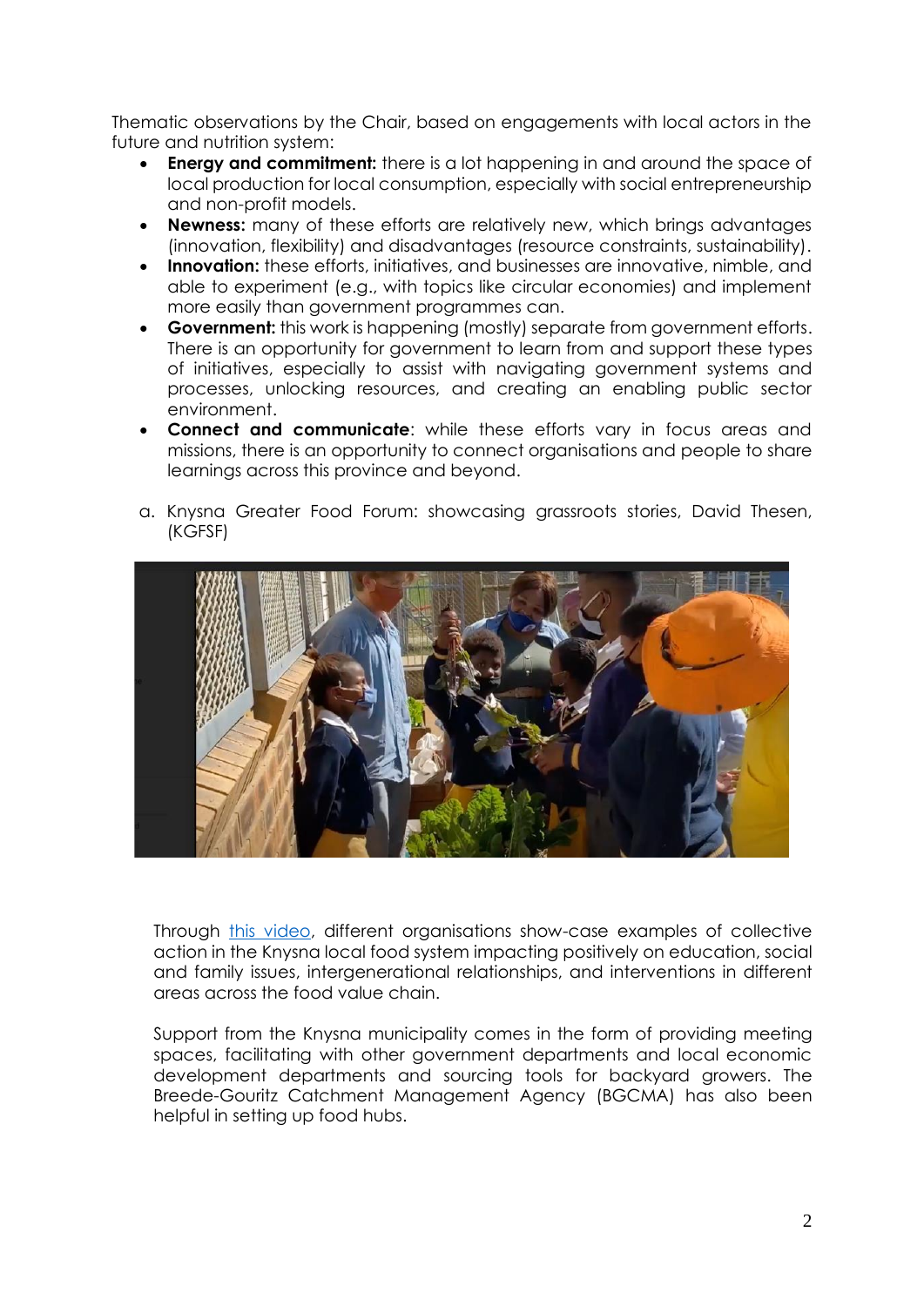Thematic observations by the Chair, based on engagements with local actors in the future and nutrition system:

- **Energy and commitment:** there is a lot happening in and around the space of local production for local consumption, especially with social entrepreneurship and non-profit models.
- **Newness:** many of these efforts are relatively new, which brings advantages (innovation, flexibility) and disadvantages (resource constraints, sustainability).
- **Innovation:** these efforts, initiatives, and businesses are innovative, nimble, and able to experiment (e.g., with topics like circular economies) and implement more easily than government programmes can.
- **Government:** this work is happening (mostly) separate from government efforts. There is an opportunity for government to learn from and support these types of initiatives, especially to assist with navigating government systems and processes, unlocking resources, and creating an enabling public sector environment.
- **Connect and communicate**: while these efforts vary in focus areas and missions, there is an opportunity to connect organisations and people to share learnings across this province and beyond.

a. Knysna Greater Food Forum: showcasing grassroots stories, David Thesen, (KGFSF)

Through [this video](), different organisations show-case examples of collective action in the Knysna local food system impacting positively on education, social and family issues, intergenerational relationships, and interventions in different areas across the food value chain.

Support from the Knysna municipality comes in the form of providing meeting spaces, facilitating with other government departments and local economic development departments and sourcing tools for backyard growers. The Breede-Gouritz Catchment Management Agency (BGCMA) has also been helpful in setting up food hubs.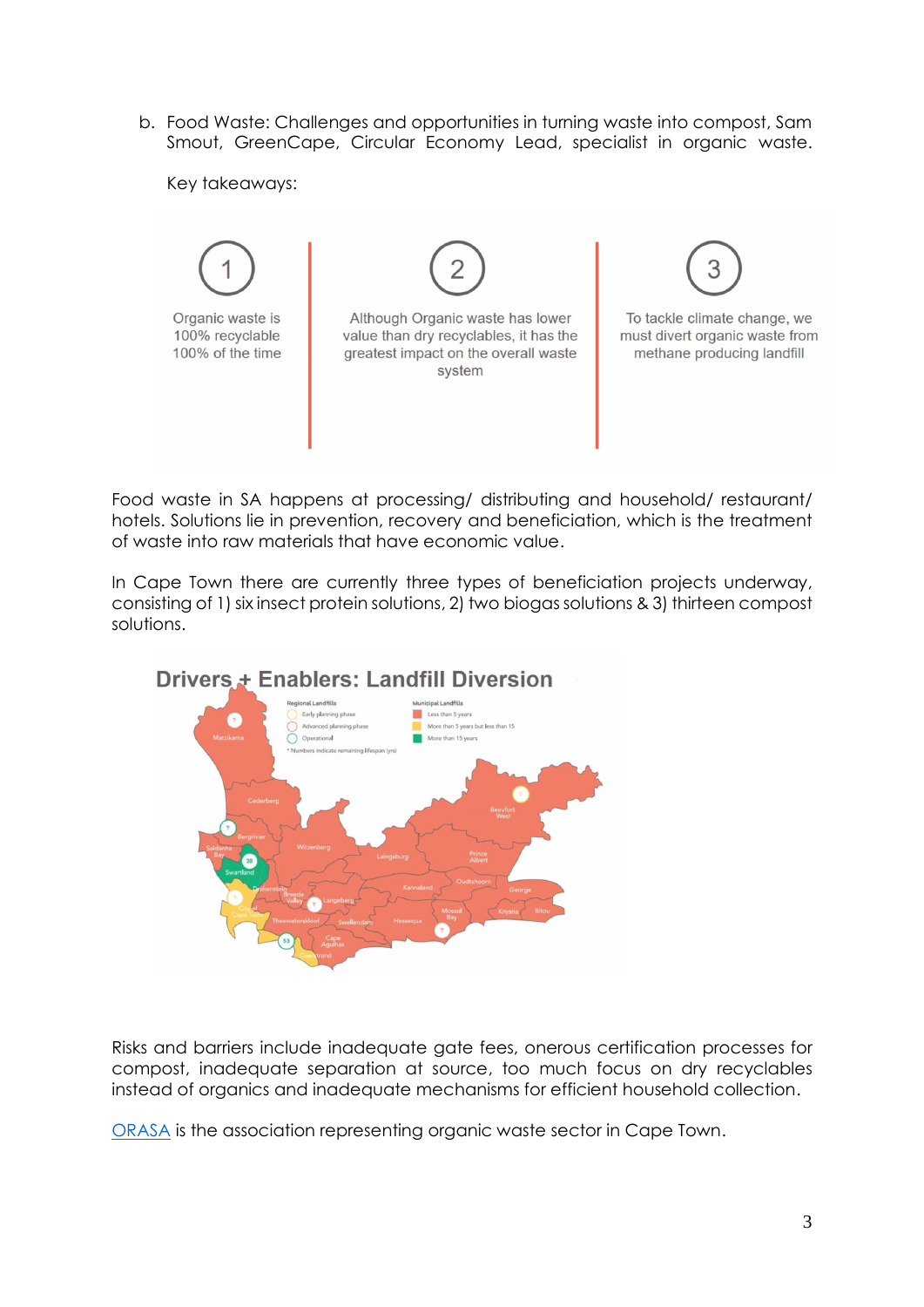b. Food Waste: Challenges and opportunities in turning waste into compost, Sam Smout, GreenCape, Circular Economy Lead, specialist in organic waste.

Key takeaways:

1. Organic waste is 100% recyclable 100% of the time
2. Although Organic waste has lower value than dry recyclables, it has the greatest impact on the overall waste system
3. To tackle climate change, we must divert organic waste from methane producing landfill

Food waste in SA happens at processing/ distributing and household/ restaurant/ hotels. Solutions lie in prevention, recovery and beneficiation, which is the treatment of waste into raw materials that have economic value.

In Cape Town there are currently three types of beneficiation projects underway, consisting of 1) six insect protein solutions, 2) two biogas solutions & 3) thirteen compost solutions.

Drivers + Enablers: Landfill Diversion

Risks and barriers include inadequate gate fees, onerous certification processes for compost, inadequate separation at source, too much focus on dry recyclables instead of organics and inadequate mechanisms for efficient household collection.

ORASA is the association representing organic waste sector in Cape Town.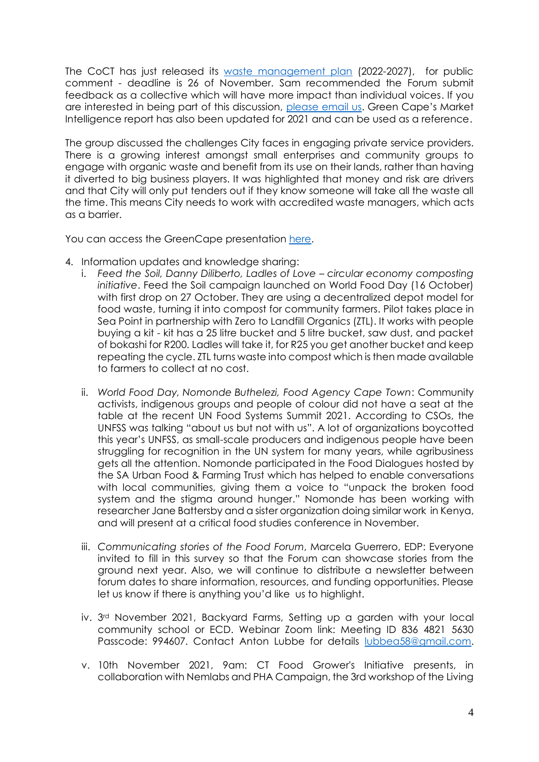The CoCT has just released its waste management plan (2022-2027), for public comment - deadline is 26 of November. Sam recommended the Forum submit feedback as a collective which will have more impact than individual voices. If you are interested in being part of this discussion, please email us. Green Cape's Market Intelligence report has also been updated for 2021 and can be used as a reference.

The group discussed the challenges City faces in engaging private service providers. There is a growing interest amongst small enterprises and community groups to engage with organic waste and benefit from its use on their lands, rather than having it diverted to big business players. It was highlighted that money and risk are drivers and that City will only put tenders out if they know someone will take all the waste all the time. This means City needs to work with accredited waste managers, which acts as a barrier.

You can access the GreenCape presentation here.

4. Information updates and knowledge sharing:
   i. *Feed the Soil, Danny Diliberto, Ladles of Love – circular economy composting initiative*. Feed the Soil campaign launched on World Food Day (16 October) with first drop on 27 October. They are using a decentralized depot model for food waste, turning it into compost for community farmers. Pilot takes place in Sea Point in partnership with Zero to Landfill Organics (ZTL). It works with people buying a kit - kit has a 25 litre bucket and 5 litre bucket, saw dust, and packet of bokashi for R200. Ladles will take it, for R25 you get another bucket and keep repeating the cycle. ZTL turns waste into compost which is then made available to farmers to collect at no cost.

   ii. *World Food Day, Nomonde Buthelezi, Food Agency Cape Town*: Community activists, indigenous groups and people of colour did not have a seat at the table at the recent UN Food Systems Summit 2021. According to CSOs, the UNFSS was talking "about us but not with us". A lot of organizations boycotted this year's UNFSS, as small-scale producers and indigenous people have been struggling for recognition in the UN system for many years, while agribusiness gets all the attention. Nomonde participated in the Food Dialogues hosted by the SA Urban Food & Farming Trust which has helped to enable conversations with local communities, giving them a voice to "unpack the broken food system and the stigma around hunger." Nomonde has been working with researcher Jane Battersby and a sister organization doing similar work in Kenya, and will present at a critical food studies conference in November.

   iii. *Communicating stories of the Food Forum*, Marcela Guerrero, EDP: Everyone invited to fill in this survey so that the Forum can showcase stories from the ground next year. Also, we will continue to distribute a newsletter between forum dates to share information, resources, and funding opportunities. Please let us know if there is anything you'd like us to highlight.

   iv. 3rd November 2021, Backyard Farms, Setting up a garden with your local community school or ECD. Webinar Zoom link: Meeting ID 836 4821 5630 Passcode: 994607. Contact Anton Lubbe for details lubbea58@gmail.com.

   v. 10th November 2021, 9am: CT Food Grower's Initiative presents, in collaboration with Nemlabs and PHA Campaign, the 3rd workshop of the Living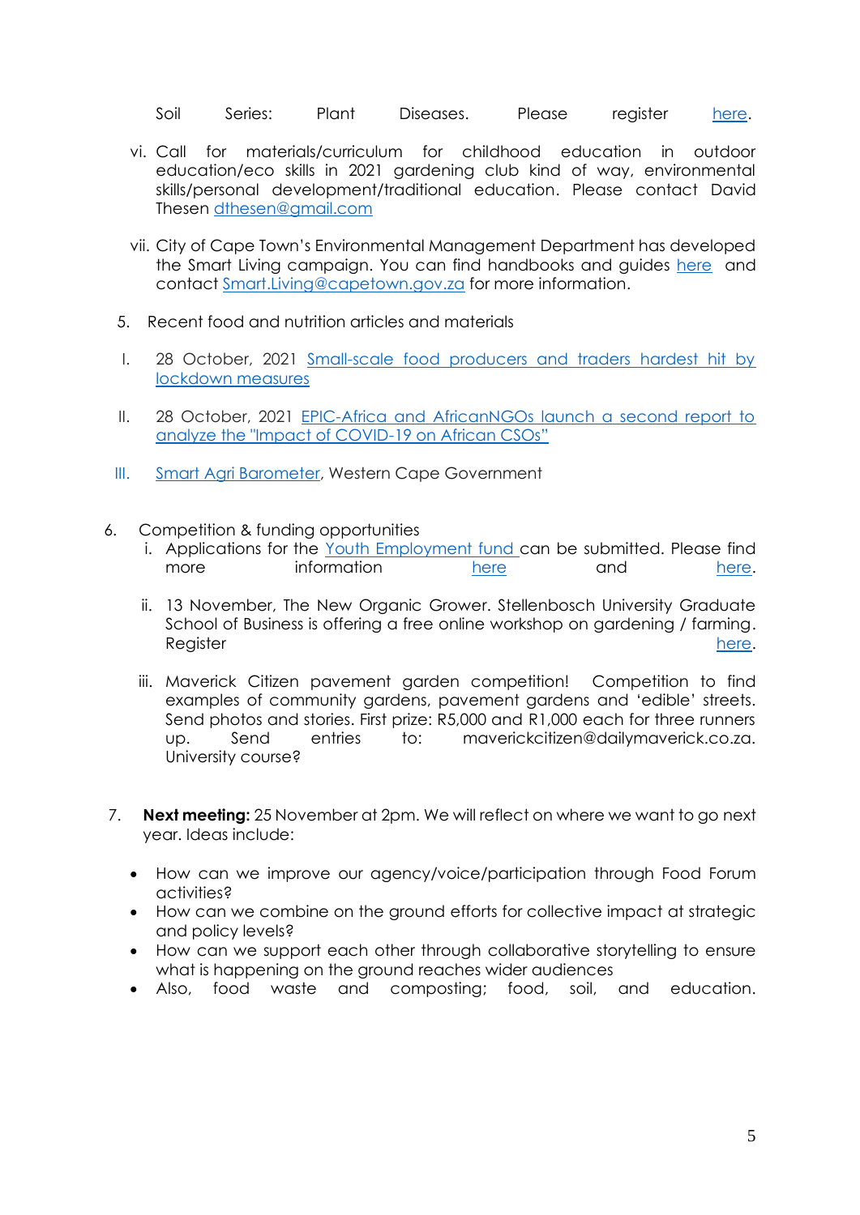Soil Series: Plant Diseases. Please register here.

vi. Call for materials/curriculum for childhood education in outdoor education/eco skills in 2021 gardening club kind of way, environmental skills/personal development/traditional education. Please contact David Thesen dthesen@gmail.com

vii. City of Cape Town's Environmental Management Department has developed the Smart Living campaign. You can find handbooks and guides here and contact Smart.Living@capetown.gov.za for more information.

5. Recent food and nutrition articles and materials

I. 28 October, 2021 Small-scale food producers and traders hardest hit by lockdown measures

II. 28 October, 2021 EPIC-Africa and AfricanNGOs launch a second report to analyze the "Impact of COVID-19 on African CSOs"

III. Smart Agri Barometer, Western Cape Government

6. Competition & funding opportunities

   i. Applications for the Youth Employment fund can be submitted. Please find more information here and here.

   ii. 13 November, The New Organic Grower. Stellenbosch University Graduate School of Business is offering a free online workshop on gardening / farming. Register here.

   iii. Maverick Citizen pavement garden competition! Competition to find examples of community gardens, pavement gardens and 'edible' streets. Send photos and stories. First prize: R5,000 and R1,000 each for three runners up. Send entries to: maverickcitizen@dailymaverick.co.za. University course?

7. **Next meeting:** 25 November at 2pm. We will reflect on where we want to go next year. Ideas include:

- How can we improve our agency/voice/participation through Food Forum activities?
- How can we combine on the ground efforts for collective impact at strategic and policy levels?
- How can we support each other through collaborative storytelling to ensure what is happening on the ground reaches wider audiences
- Also, food waste and composting; food, soil, and education.